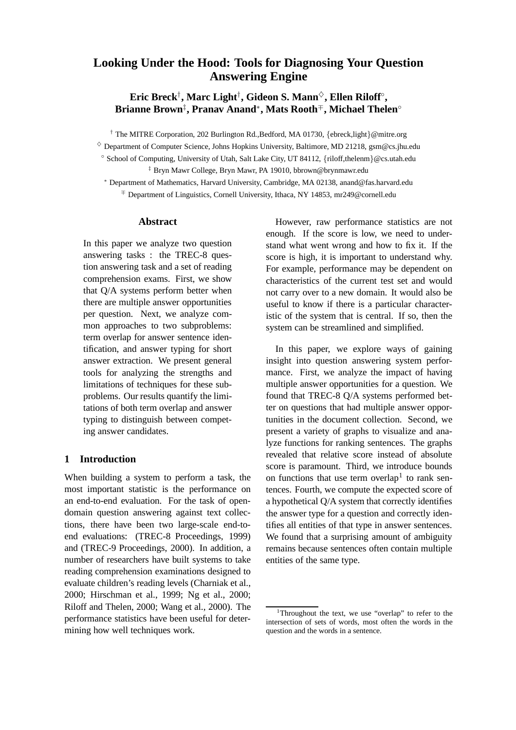# Looking Under the Hood: Tools for Diagnosing Your Question Answering Engine

**Eric Breck[†], Marc Light[†], Gideon S. Mann[◇], Ellen Riloff[◦], Brianne Brown[‡], Pranav Anand[*], Mats Rooth[∓], Michael Thelen[◦]**

[†] The MITRE Corporation, 202 Burlington Rd.,Bedford, MA 01730, {ebreck,light}@mitre.org

[◇] Department of Computer Science, Johns Hopkins University, Baltimore, MD 21218, gsm@cs.jhu.edu

[◦] School of Computing, University of Utah, Salt Lake City, UT 84112, {riloff,thelenm}@cs.utah.edu

[‡] Bryn Mawr College, Bryn Mawr, PA 19010, bbrown@brynmawr.edu

[*] Department of Mathematics, Harvard University, Cambridge, MA 02138, anand@fas.harvard.edu

[∓] Department of Linguistics, Cornell University, Ithaca, NY 14853, mr249@cornell.edu

## Abstract

In this paper we analyze two question answering tasks : the TREC-8 question answering task and a set of reading comprehension exams. First, we show that Q/A systems perform better when there are multiple answer opportunities per question. Next, we analyze common approaches to two subproblems: term overlap for answer sentence identification, and answer typing for short answer extraction. We present general tools for analyzing the strengths and limitations of techniques for these subproblems. Our results quantify the limitations of both term overlap and answer typing to distinguish between competing answer candidates.

## 1 Introduction

When building a system to perform a task, the most important statistic is the performance on an end-to-end evaluation. For the task of open-domain question answering against text collections, there have been two large-scale end-to-end evaluations: (TREC-8 Proceedings, 1999) and (TREC-9 Proceedings, 2000). In addition, a number of researchers have built systems to take reading comprehension examinations designed to evaluate children's reading levels (Charniak et al., 2000; Hirschman et al., 1999; Ng et al., 2000; Riloff and Thelen, 2000; Wang et al., 2000). The performance statistics have been useful for determining how well techniques work.

However, raw performance statistics are not enough. If the score is low, we need to understand what went wrong and how to fix it. If the score is high, it is important to understand why. For example, performance may be dependent on characteristics of the current test set and would not carry over to a new domain. It would also be useful to know if there is a particular characteristic of the system that is central. If so, then the system can be streamlined and simplified.

In this paper, we explore ways of gaining insight into question answering system performance. First, we analyze the impact of having multiple answer opportunities for a question. We found that TREC-8 Q/A systems performed better on questions that had multiple answer opportunities in the document collection. Second, we present a variety of graphs to visualize and analyze functions for ranking sentences. The graphs revealed that relative score instead of absolute score is paramount. Third, we introduce bounds on functions that use term overlap[1] to rank sentences. Fourth, we compute the expected score of a hypothetical Q/A system that correctly identifies the answer type for a question and correctly identifies all entities of that type in answer sentences. We found that a surprising amount of ambiguity remains because sentences often contain multiple entities of the same type.

[1] Throughout the text, we use "overlap" to refer to the intersection of sets of words, most often the words in the question and the words in a sentence.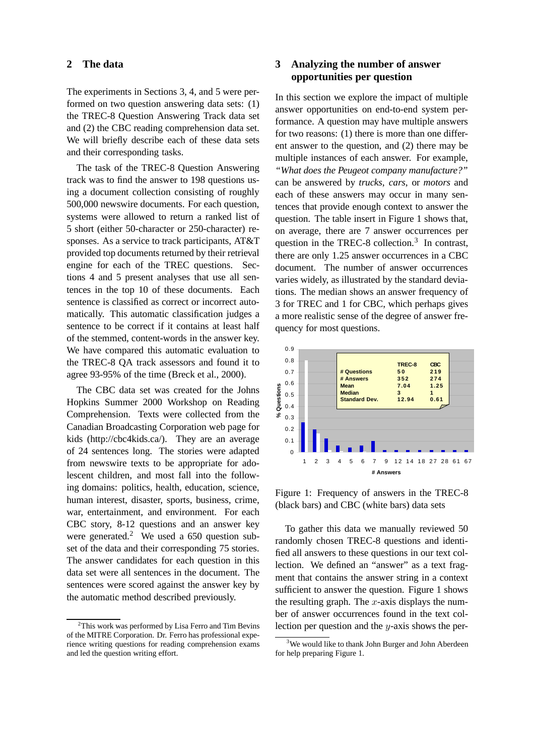## 2 The data

The experiments in Sections 3, 4, and 5 were performed on two question answering data sets: (1) the TREC-8 Question Answering Track data set and (2) the CBC reading comprehension data set. We will briefly describe each of these data sets and their corresponding tasks.

The task of the TREC-8 Question Answering track was to find the answer to 198 questions using a document collection consisting of roughly 500,000 newswire documents. For each question, systems were allowed to return a ranked list of 5 short (either 50-character or 250-character) responses. As a service to track participants, AT&T provided top documents returned by their retrieval engine for each of the TREC questions. Sections 4 and 5 present analyses that use all sentences in the top 10 of these documents. Each sentence is classified as correct or incorrect automatically. This automatic classification judges a sentence to be correct if it contains at least half of the stemmed, content-words in the answer key. We have compared this automatic evaluation to the TREC-8 QA track assessors and found it to agree 93-95% of the time (Breck et al., 2000).

The CBC data set was created for the Johns Hopkins Summer 2000 Workshop on Reading Comprehension. Texts were collected from the Canadian Broadcasting Corporation web page for kids (http://cbc4kids.ca/). They are an average of 24 sentences long. The stories were adapted from newswire texts to be appropriate for adolescent children, and most fall into the following domains: politics, health, education, science, human interest, disaster, sports, business, crime, war, entertainment, and environment. For each CBC story, 8-12 questions and an answer key were generated.[2] We used a 650 question subset of the data and their corresponding 75 stories. The answer candidates for each question in this data set were all sentences in the document. The sentences were scored against the answer key by the automatic method described previously.

[2]This work was performed by Lisa Ferro and Tim Bevins of the MITRE Corporation. Dr. Ferro has professional experience writing questions for reading comprehension exams and led the question writing effort.

## 3 Analyzing the number of answer opportunities per question

In this section we explore the impact of multiple answer opportunities on end-to-end system performance. A question may have multiple answers for two reasons: (1) there is more than one different answer to the question, and (2) there may be multiple instances of each answer. For example, *"What does the Peugeot company manufacture?"* can be answered by *trucks*, *cars*, or *motors* and each of these answers may occur in many sentences that provide enough context to answer the question. The table insert in Figure 1 shows that, on average, there are 7 answer occurrences per question in the TREC-8 collection.[3] In contrast, there are only 1.25 answer occurrences in a CBC document. The number of answer occurrences varies widely, as illustrated by the standard deviations. The median shows an answer frequency of 3 for TREC and 1 for CBC, which perhaps gives a more realistic sense of the degree of answer frequency for most questions.

| | TREC-8 | CBC |
|---|---|---|
| # Questions | 50 | 219 |
| # Answers | 352 | 274 |
| Mean | 7.04 | 1.25 |
| Median | 3 | 1 |
| Standard Dev. | 12.94 | 0.61 |

Figure 1: Frequency of answers in the TREC-8 (black bars) and CBC (white bars) data sets

To gather this data we manually reviewed 50 randomly chosen TREC-8 questions and identified all answers to these questions in our text collection. We defined an "answer" as a text fragment that contains the answer string in a context sufficient to answer the question. Figure 1 shows the resulting graph. The $x$-axis displays the number of answer occurrences found in the text collection per question and the $y$-axis shows the per-

[3]We would like to thank John Burger and John Aberdeen for help preparing Figure 1.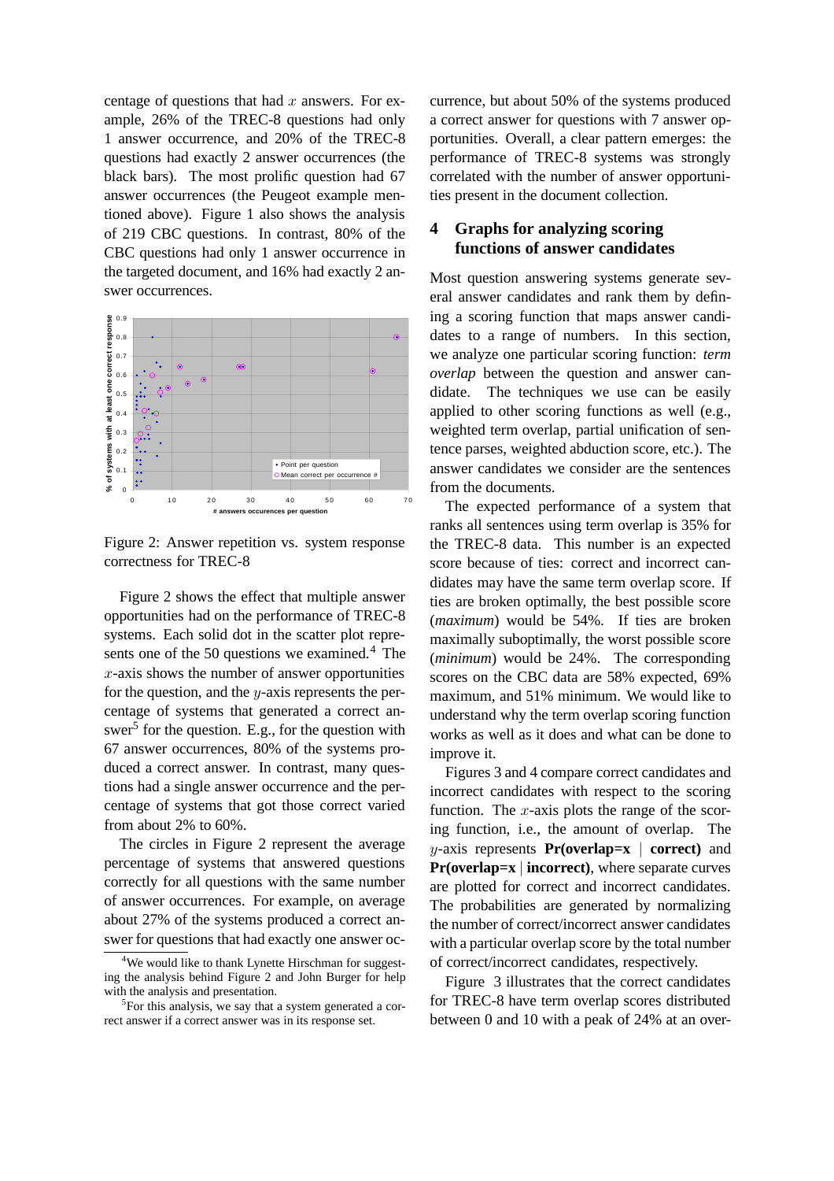centage of questions that had $x$ answers. For example, 26% of the TREC-8 questions had only 1 answer occurrence, and 20% of the TREC-8 questions had exactly 2 answer occurrences (the black bars). The most prolific question had 67 answer occurrences (the Peugeot example mentioned above). Figure 1 also shows the analysis of 219 CBC questions. In contrast, 80% of the CBC questions had only 1 answer occurrence in the targeted document, and 16% had exactly 2 answer occurrences.

Figure 2: Answer repetition vs. system response correctness for TREC-8

Figure 2 shows the effect that multiple answer opportunities had on the performance of TREC-8 systems. Each solid dot in the scatter plot represents one of the 50 questions we examined.[4] The $x$-axis shows the number of answer opportunities for the question, and the $y$-axis represents the percentage of systems that generated a correct answer[5] for the question. E.g., for the question with 67 answer occurrences, 80% of the systems produced a correct answer. In contrast, many questions had a single answer occurrence and the percentage of systems that got those correct varied from about 2% to 60%.

The circles in Figure 2 represent the average percentage of systems that answered questions correctly for all questions with the same number of answer occurrences. For example, on average about 27% of the systems produced a correct answer for questions that had exactly one answer occurrence, but about 50% of the systems produced a correct answer for questions with 7 answer opportunities. Overall, a clear pattern emerges: the performance of TREC-8 systems was strongly correlated with the number of answer opportunities present in the document collection.

[4] We would like to thank Lynette Hirschman for suggesting the analysis behind Figure 2 and John Burger for help with the analysis and presentation.

[5] For this analysis, we say that a system generated a correct answer if a correct answer was in its response set.

## 4 Graphs for analyzing scoring functions of answer candidates

Most question answering systems generate several answer candidates and rank them by defining a scoring function that maps answer candidates to a range of numbers. In this section, we analyze one particular scoring function: *term overlap* between the question and answer candidate. The techniques we use can be easily applied to other scoring functions as well (e.g., weighted term overlap, partial unification of sentence parses, weighted abduction score, etc.). The answer candidates we consider are the sentences from the documents.

The expected performance of a system that ranks all sentences using term overlap is 35% for the TREC-8 data. This number is an expected score because of ties: correct and incorrect candidates may have the same term overlap score. If ties are broken optimally, the best possible score (*maximum*) would be 54%. If ties are broken maximally suboptimally, the worst possible score (*minimum*) would be 24%. The corresponding scores on the CBC data are 58% expected, 69% maximum, and 51% minimum. We would like to understand why the term overlap scoring function works as well as it does and what can be done to improve it.

Figures 3 and 4 compare correct candidates and incorrect candidates with respect to the scoring function. The $x$-axis plots the range of the scoring function, i.e., the amount of overlap. The $y$-axis represents **Pr(overlap=x | correct)** and **Pr(overlap=x | incorrect)**, where separate curves are plotted for correct and incorrect candidates. The probabilities are generated by normalizing the number of correct/incorrect answer candidates with a particular overlap score by the total number of correct/incorrect candidates, respectively.

Figure 3 illustrates that the correct candidates for TREC-8 have term overlap scores distributed between 0 and 10 with a peak of 24% at an over-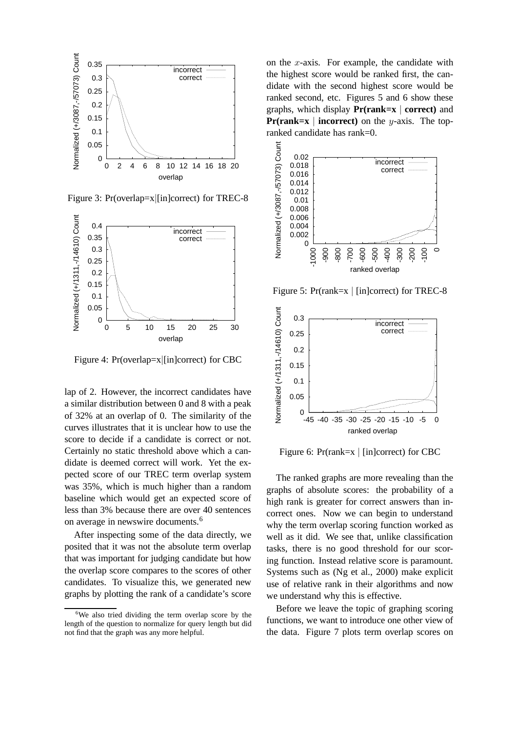Figure 3: Pr(overlap=x|[in]correct) for TREC-8

Figure 4: Pr(overlap=x|[in]correct) for CBC

lap of 2. However, the incorrect candidates have a similar distribution between 0 and 8 with a peak of 32% at an overlap of 0. The similarity of the curves illustrates that it is unclear how to use the score to decide if a candidate is correct or not. Certainly no static threshold above which a candidate is deemed correct will work. Yet the expected score of our TREC term overlap system was 35%, which is much higher than a random baseline which would get an expected score of less than 3% because there are over 40 sentences on average in newswire documents.[6]

After inspecting some of the data directly, we posited that it was not the absolute term overlap that was important for judging candidate but how the overlap score compares to the scores of other candidates. To visualize this, we generated new graphs by plotting the rank of a candidate's score on the $x$-axis. For example, the candidate with the highest score would be ranked first, the candidate with the second highest score would be ranked second, etc. Figures 5 and 6 show these graphs, which display **Pr(rank=x | correct)** and **Pr(rank=x | incorrect)** on the $y$-axis. The top-ranked candidate has rank=0.

Figure 5: Pr(rank=x | [in]correct) for TREC-8

Figure 6: Pr(rank=x | [in]correct) for CBC

The ranked graphs are more revealing than the graphs of absolute scores: the probability of a high rank is greater for correct answers than incorrect ones. Now we can begin to understand why the term overlap scoring function worked as well as it did. We see that, unlike classification tasks, there is no good threshold for our scoring function. Instead relative score is paramount. Systems such as (Ng et al., 2000) make explicit use of relative rank in their algorithms and now we understand why this is effective.

Before we leave the topic of graphing scoring functions, we want to introduce one other view of the data. Figure 7 plots term overlap scores on

[6] We also tried dividing the term overlap score by the length of the question to normalize for query length but did not find that the graph was any more helpful.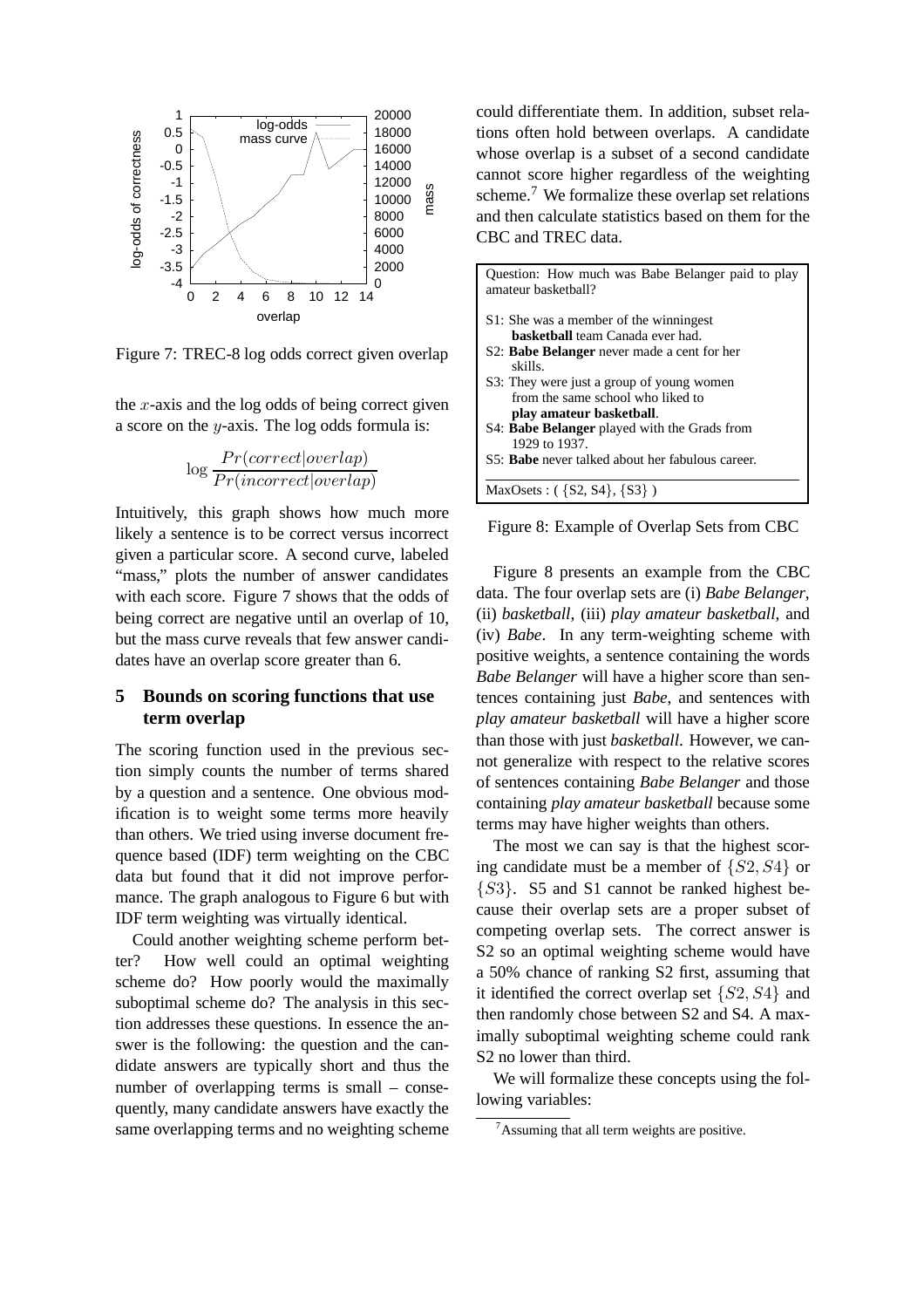Figure 7: TREC-8 log odds correct given overlap

the $x$-axis and the log odds of being correct given a score on the $y$-axis. The log odds formula is:

$$\log \frac{Pr(correct|overlap)}{Pr(incorrect|overlap)}$$

Intuitively, this graph shows how much more likely a sentence is to be correct versus incorrect given a particular score. A second curve, labeled "mass," plots the number of answer candidates with each score. Figure 7 shows that the odds of being correct are negative until an overlap of 10, but the mass curve reveals that few answer candidates have an overlap score greater than 6.

## 5 Bounds on scoring functions that use term overlap

The scoring function used in the previous section simply counts the number of terms shared by a question and a sentence. One obvious modification is to weight some terms more heavily than others. We tried using inverse document frequence based (IDF) term weighting on the CBC data but found that it did not improve performance. The graph analogous to Figure 6 but with IDF term weighting was virtually identical.

Could another weighting scheme perform better? How well could an optimal weighting scheme do? How poorly would the maximally suboptimal scheme do? The analysis in this section addresses these questions. In essence the answer is the following: the question and the candidate answers are typically short and thus the number of overlapping terms is small – consequently, many candidate answers have exactly the same overlapping terms and no weighting scheme could differentiate them. In addition, subset relations often hold between overlaps. A candidate whose overlap is a subset of a second candidate cannot score higher regardless of the weighting scheme.[7] We formalize these overlap set relations and then calculate statistics based on them for the CBC and TREC data.

Question: How much was Babe Belanger paid to play amateur basketball?

S1: She was a member of the winningest **basketball** team Canada ever had.
S2: **Babe Belanger** never made a cent for her skills.
S3: They were just a group of young women from the same school who liked to **play amateur basketball**.
S4: **Babe Belanger** played with the Grads from 1929 to 1937.
S5: **Babe** never talked about her fabulous career.

MaxOsets : ( {S2, S4}, {S3} )

Figure 8: Example of Overlap Sets from CBC

Figure 8 presents an example from the CBC data. The four overlap sets are (i) *Babe Belanger*, (ii) *basketball*, (iii) *play amateur basketball*, and (iv) *Babe*. In any term-weighting scheme with positive weights, a sentence containing the words *Babe Belanger* will have a higher score than sentences containing just *Babe*, and sentences with *play amateur basketball* will have a higher score than those with just *basketball*. However, we cannot generalize with respect to the relative scores of sentences containing *Babe Belanger* and those containing *play amateur basketball* because some terms may have higher weights than others.

The most we can say is that the highest scoring candidate must be a member of $\{S2, S4\}$ or $\{S3\}$. S5 and S1 cannot be ranked highest because their overlap sets are a proper subset of competing overlap sets. The correct answer is S2 so an optimal weighting scheme would have a 50% chance of ranking S2 first, assuming that it identified the correct overlap set $\{S2, S4\}$ and then randomly chose between S2 and S4. A maximally suboptimal weighting scheme could rank S2 no lower than third.

We will formalize these concepts using the following variables:

[7] Assuming that all term weights are positive.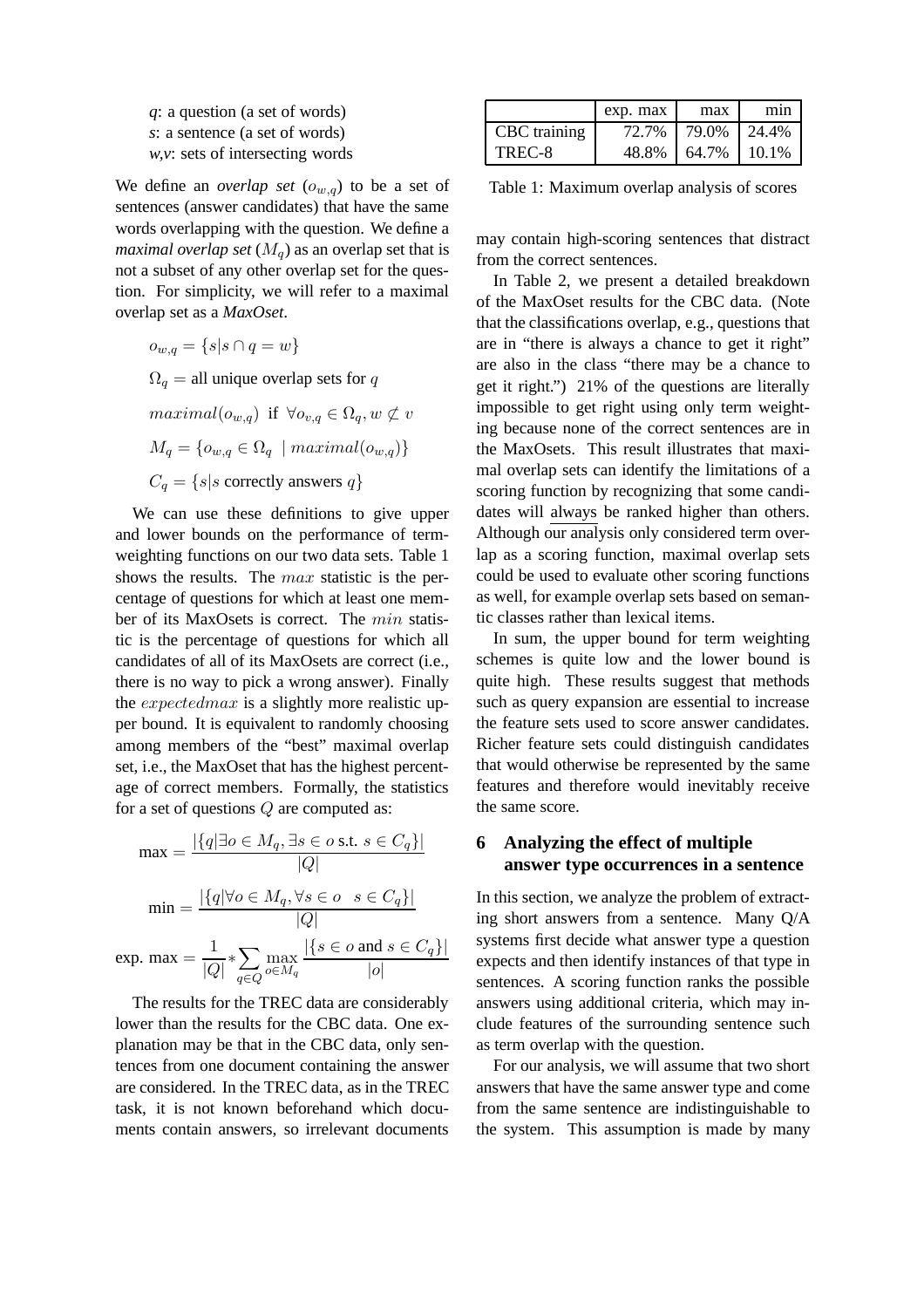*q*: a question (a set of words)
*s*: a sentence (a set of words)
*w,v*: sets of intersecting words

We define an *overlap set* ($o_{w,q}$) to be a set of sentences (answer candidates) that have the same words overlapping with the question. We define a *maximal overlap set* ($M_q$) as an overlap set that is not a subset of any other overlap set for the question. For simplicity, we will refer to a maximal overlap set as a *MaxOset*.

$$o_{w,q} = \{s | s \cap q = w\}$$

$$\Omega_q = \text{all unique overlap sets for } q$$

$$maximal(o_{w,q}) \text{ if } \forall o_{v,q} \in \Omega_q, w \not\subset v$$

$$M_q = \{o_{w,q} \in \Omega_q \mid maximal(o_{w,q})\}$$

$$C_q = \{s | s \text{ correctly answers } q\}$$

We can use these definitions to give upper and lower bounds on the performance of term-weighting functions on our two data sets. Table 1 shows the results. The $max$ statistic is the percentage of questions for which at least one member of its MaxOsets is correct. The $min$ statistic is the percentage of questions for which all candidates of all of its MaxOsets are correct (i.e., there is no way to pick a wrong answer). Finally the $expectedmax$ is a slightly more realistic upper bound. It is equivalent to randomly choosing among members of the "best" maximal overlap set, i.e., the MaxOset that has the highest percentage of correct members. Formally, the statistics for a set of questions $Q$ are computed as:

$$\text{max} = \frac{|\{q | \exists o \in M_q, \exists s \in o \text{ s.t. } s \in C_q\}|}{|Q|}$$

$$\text{min} = \frac{|\{q | \forall o \in M_q, \forall s \in o \quad s \in C_q\}|}{|Q|}$$

$$\text{exp. max} = \frac{1}{|Q|} * \sum_{q \in Q} \max_{o \in M_q} \frac{|\{s \in o \text{ and } s \in C_q\}|}{|o|}$$

The results for the TREC data are considerably lower than the results for the CBC data. One explanation may be that in the CBC data, only sentences from one document containing the answer are considered. In the TREC data, as in the TREC task, it is not known beforehand which documents contain answers, so irrelevant documents may contain high-scoring sentences that distract from the correct sentences.

| | exp. max | max | min |
|---|---|---|---|
| CBC training | 72.7% | 79.0% | 24.4% |
| TREC-8 | 48.8% | 64.7% | 10.1% |

Table 1: Maximum overlap analysis of scores

In Table 2, we present a detailed breakdown of the MaxOset results for the CBC data. (Note that the classifications overlap, e.g., questions that are in "there is always a chance to get it right" are also in the class "there may be a chance to get it right.") 21% of the questions are literally impossible to get right using only term weighting because none of the correct sentences are in the MaxOsets. This result illustrates that maximal overlap sets can identify the limitations of a scoring function by recognizing that some candidates will always be ranked higher than others. Although our analysis only considered term overlap as a scoring function, maximal overlap sets could be used to evaluate other scoring functions as well, for example overlap sets based on semantic classes rather than lexical items.

In sum, the upper bound for term weighting schemes is quite low and the lower bound is quite high. These results suggest that methods such as query expansion are essential to increase the feature sets used to score answer candidates. Richer feature sets could distinguish candidates that would otherwise be represented by the same features and therefore would inevitably receive the same score.

## 6 Analyzing the effect of multiple answer type occurrences in a sentence

In this section, we analyze the problem of extracting short answers from a sentence. Many Q/A systems first decide what answer type a question expects and then identify instances of that type in sentences. A scoring function ranks the possible answers using additional criteria, which may include features of the surrounding sentence such as term overlap with the question.

For our analysis, we will assume that two short answers that have the same answer type and come from the same sentence are indistinguishable to the system. This assumption is made by many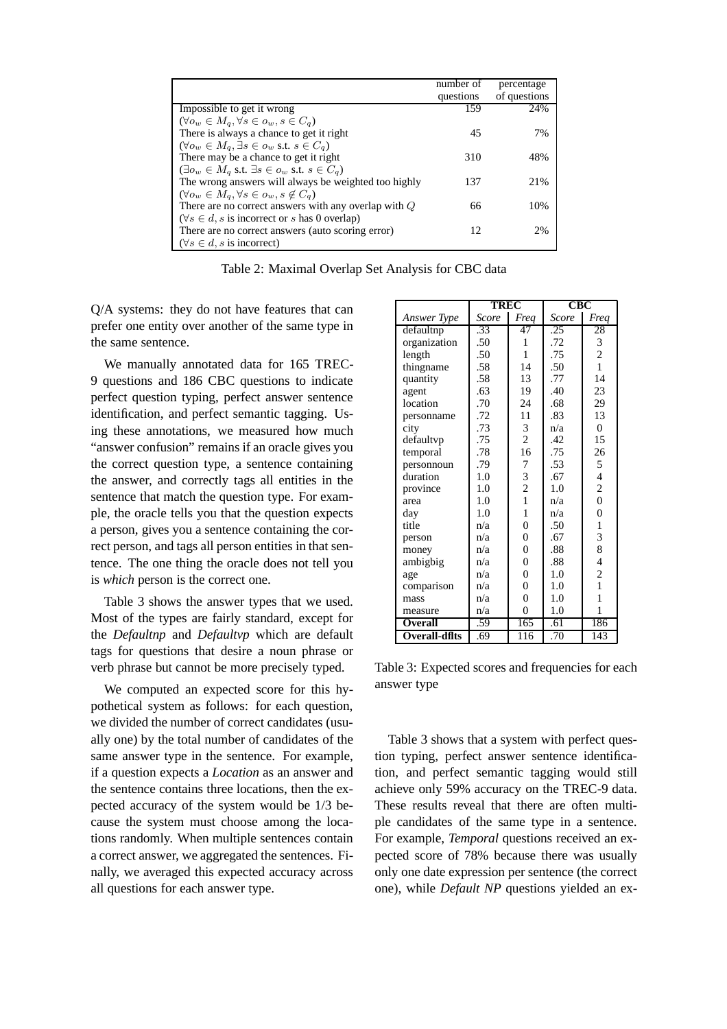| | number of questions | percentage of questions |
|---|---|---|
| Impossible to get it wrong ($\forall o_w \in M_q, \forall s \in o_w, s \in C_q$) | 159 | 24% |
| There is always a chance to get it right ($\forall o_w \in M_q, \exists s \in o_w$ s.t. $s \in C_q$) | 45 | 7% |
| There may be a chance to get it right ($\exists o_w \in M_q$ s.t. $\exists s \in o_w$ s.t. $s \in C_q$) | 310 | 48% |
| The wrong answers will always be weighted too highly ($\forall o_w \in M_q, \forall s \in o_w, s \notin C_q$) | 137 | 21% |
| There are no correct answers with any overlap with $Q$ ($\forall s \in d, s$ is incorrect or $s$ has 0 overlap) | 66 | 10% |
| There are no correct answers (auto scoring error) ($\forall s \in d, s$ is incorrect) | 12 | 2% |

Table 2: Maximal Overlap Set Analysis for CBC data

Q/A systems: they do not have features that can prefer one entity over another of the same type in the same sentence.

We manually annotated data for 165 TREC-9 questions and 186 CBC questions to indicate perfect question typing, perfect answer sentence identification, and perfect semantic tagging. Using these annotations, we measured how much "answer confusion" remains if an oracle gives you the correct question type, a sentence containing the answer, and correctly tags all entities in the sentence that match the question type. For example, the oracle tells you that the question expects a person, gives you a sentence containing the correct person, and tags all person entities in that sentence. The one thing the oracle does not tell you is *which* person is the correct one.

Table 3 shows the answer types that we used. Most of the types are fairly standard, except for the *Defaultnp* and *Defaultvp* which are default tags for questions that desire a noun phrase or verb phrase but cannot be more precisely typed.

We computed an expected score for this hypothetical system as follows: for each question, we divided the number of correct candidates (usually one) by the total number of candidates of the same answer type in the sentence. For example, if a question expects a *Location* as an answer and the sentence contains three locations, then the expected accuracy of the system would be 1/3 because the system must choose among the locations randomly. When multiple sentences contain a correct answer, we aggregated the sentences. Finally, we averaged this expected accuracy across all questions for each answer type.

| | **TREC** | | **CBC** | |
|---|---|---|---|---|
| *Answer Type* | *Score* | *Freq* | *Score* | *Freq* |
| defaultnp | .33 | 47 | .25 | 28 |
| organization | .50 | 1 | .72 | 3 |
| length | .50 | 1 | .75 | 2 |
| thingname | .58 | 14 | .50 | 1 |
| quantity | .58 | 13 | .77 | 14 |
| agent | .63 | 19 | .40 | 23 |
| location | .70 | 24 | .68 | 29 |
| personname | .72 | 11 | .83 | 13 |
| city | .73 | 3 | n/a | 0 |
| defaultvp | .75 | 2 | .42 | 15 |
| temporal | .78 | 16 | .75 | 26 |
| personnoun | .79 | 7 | .53 | 5 |
| duration | 1.0 | 3 | .67 | 4 |
| province | 1.0 | 2 | 1.0 | 2 |
| area | 1.0 | 1 | n/a | 0 |
| day | 1.0 | 1 | n/a | 0 |
| title | n/a | 0 | .50 | 1 |
| person | n/a | 0 | .67 | 3 |
| money | n/a | 0 | .88 | 8 |
| ambigbig | n/a | 0 | .88 | 4 |
| age | n/a | 0 | 1.0 | 2 |
| comparison | n/a | 0 | 1.0 | 1 |
| mass | n/a | 0 | 1.0 | 1 |
| measure | n/a | 0 | 1.0 | 1 |
| **Overall** | .59 | 165 | .61 | 186 |
| **Overall-dflts** | .69 | 116 | .70 | 143 |

Table 3: Expected scores and frequencies for each answer type

Table 3 shows that a system with perfect question typing, perfect answer sentence identification, and perfect semantic tagging would still achieve only 59% accuracy on the TREC-9 data. These results reveal that there are often multiple candidates of the same type in a sentence. For example, *Temporal* questions received an expected score of 78% because there was usually only one date expression per sentence (the correct one), while *Default NP* questions yielded an ex-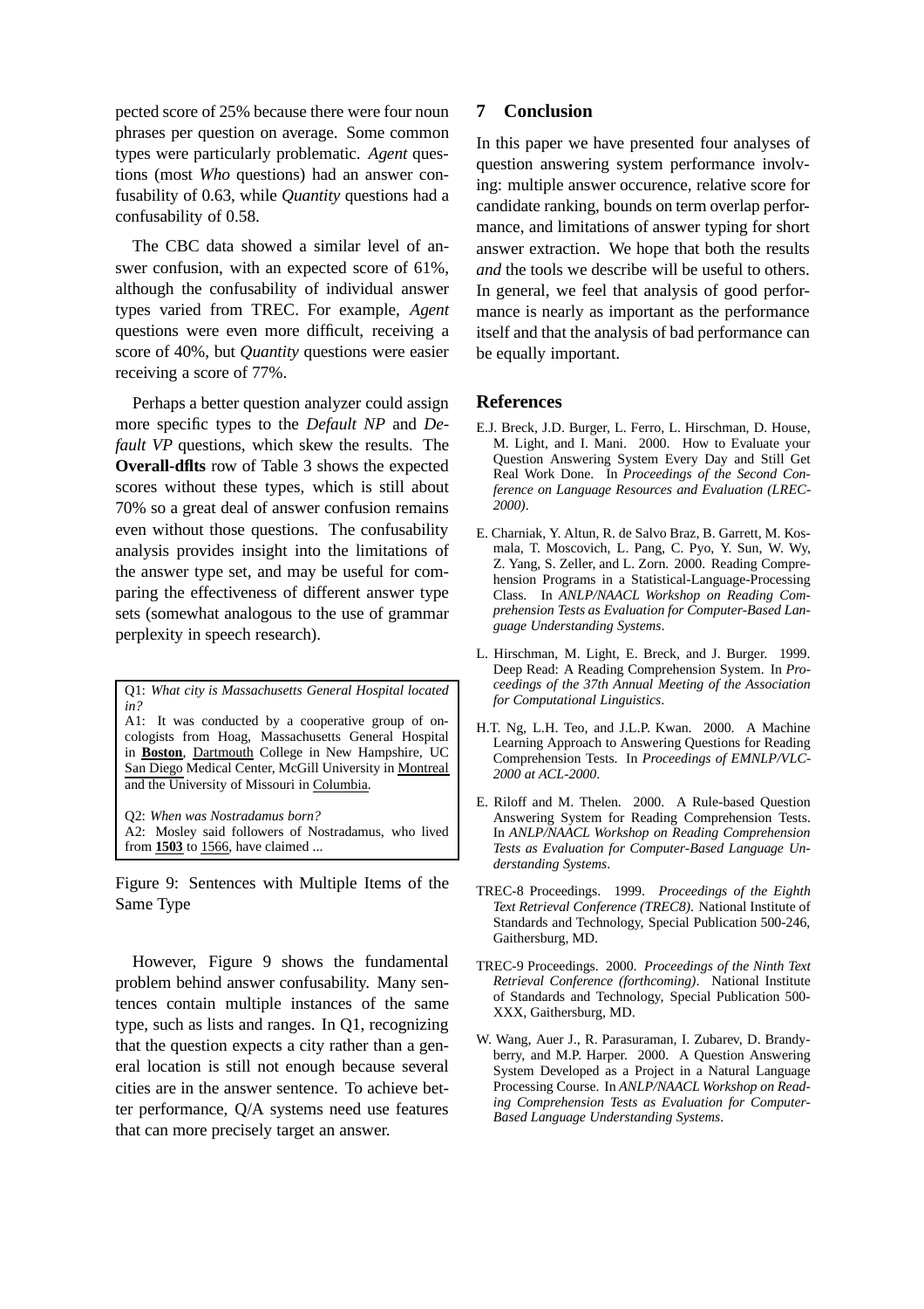pected score of 25% because there were four noun phrases per question on average. Some common types were particularly problematic. *Agent* questions (most *Who* questions) had an answer confusability of 0.63, while *Quantity* questions had a confusability of 0.58.

The CBC data showed a similar level of answer confusion, with an expected score of 61%, although the confusability of individual answer types varied from TREC. For example, *Agent* questions were even more difficult, receiving a score of 40%, but *Quantity* questions were easier receiving a score of 77%.

Perhaps a better question analyzer could assign more specific types to the *Default NP* and *Default VP* questions, which skew the results. The **Overall-dflts** row of Table 3 shows the expected scores without these types, which is still about 70% so a great deal of answer confusion remains even without those questions. The confusability analysis provides insight into the limitations of the answer type set, and may be useful for comparing the effectiveness of different answer type sets (somewhat analogous to the use of grammar perplexity in speech research).

Q1: *What city is Massachusetts General Hospital located in?*
A1: It was conducted by a cooperative group of oncologists from Hoag, Massachusetts General Hospital in **Boston**, Dartmouth College in New Hampshire, UC San Diego Medical Center, McGill University in Montreal and the University of Missouri in Columbia.

Q2: *When was Nostradamus born?*
A2: Mosley said followers of Nostradamus, who lived from **1503** to 1566, have claimed ...

Figure 9: Sentences with Multiple Items of the Same Type

However, Figure 9 shows the fundamental problem behind answer confusability. Many sentences contain multiple instances of the same type, such as lists and ranges. In Q1, recognizing that the question expects a city rather than a general location is still not enough because several cities are in the answer sentence. To achieve better performance, Q/A systems need use features that can more precisely target an answer.

## 7 Conclusion

In this paper we have presented four analyses of question answering system performance involving: multiple answer occurence, relative score for candidate ranking, bounds on term overlap performance, and limitations of answer typing for short answer extraction. We hope that both the results *and* the tools we describe will be useful to others. In general, we feel that analysis of good performance is nearly as important as the performance itself and that the analysis of bad performance can be equally important.

## References

E.J. Breck, J.D. Burger, L. Ferro, L. Hirschman, D. House, M. Light, and I. Mani. 2000. How to Evaluate your Question Answering System Every Day and Still Get Real Work Done. In *Proceedings of the Second Conference on Language Resources and Evaluation (LREC-2000)*.

E. Charniak, Y. Altun, R. de Salvo Braz, B. Garrett, M. Kosmala, T. Moscovich, L. Pang, C. Pyo, Y. Sun, W. Wy, Z. Yang, S. Zeller, and L. Zorn. 2000. Reading Comprehension Programs in a Statistical-Language-Processing Class. In *ANLP/NAACL Workshop on Reading Comprehension Tests as Evaluation for Computer-Based Language Understanding Systems*.

L. Hirschman, M. Light, E. Breck, and J. Burger. 1999. Deep Read: A Reading Comprehension System. In *Proceedings of the 37th Annual Meeting of the Association for Computational Linguistics*.

H.T. Ng, L.H. Teo, and J.L.P. Kwan. 2000. A Machine Learning Approach to Answering Questions for Reading Comprehension Tests. In *Proceedings of EMNLP/VLC-2000 at ACL-2000*.

E. Riloff and M. Thelen. 2000. A Rule-based Question Answering System for Reading Comprehension Tests. In *ANLP/NAACL Workshop on Reading Comprehension Tests as Evaluation for Computer-Based Language Understanding Systems*.

TREC-8 Proceedings. 1999. *Proceedings of the Eighth Text Retrieval Conference (TREC8)*. National Institute of Standards and Technology, Special Publication 500-246, Gaithersburg, MD.

TREC-9 Proceedings. 2000. *Proceedings of the Ninth Text Retrieval Conference (forthcoming)*. National Institute of Standards and Technology, Special Publication 500-XXX, Gaithersburg, MD.

W. Wang, Auer J., R. Parasuraman, I. Zubarev, D. Brandyberry, and M.P. Harper. 2000. A Question Answering System Developed as a Project in a Natural Language Processing Course. In *ANLP/NAACL Workshop on Reading Comprehension Tests as Evaluation for Computer-Based Language Understanding Systems*.